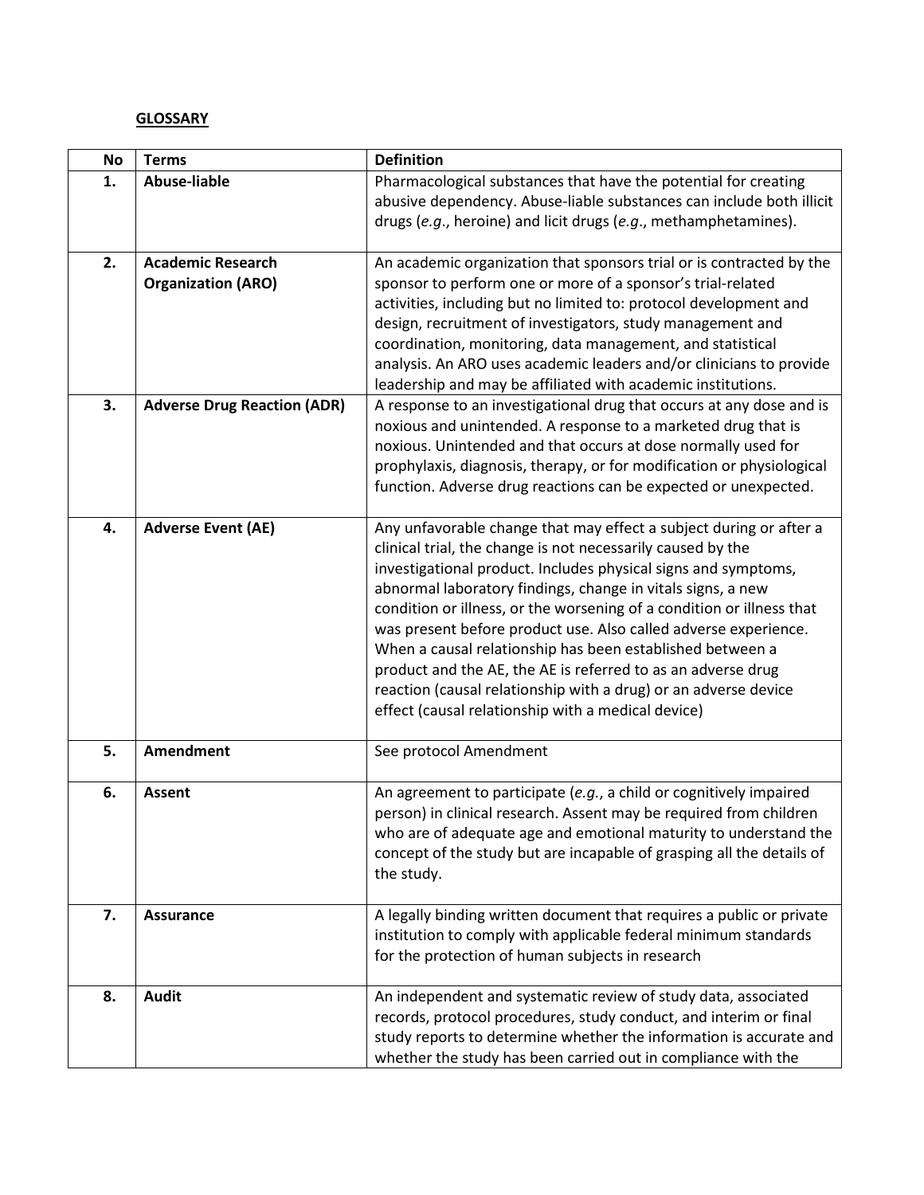**GLOSSARY**

| No | Terms | Definition |
|---|---|---|
| 1. | **Abuse-liable** | Pharmacological substances that have the potential for creating abusive dependency. Abuse-liable substances can include both illicit drugs (*e.g*., heroine) and licit drugs (*e.g*., methamphetamines). |
| 2. | **Academic Research Organization (ARO)** | An academic organization that sponsors trial or is contracted by the sponsor to perform one or more of a sponsor's trial-related activities, including but no limited to: protocol development and design, recruitment of investigators, study management and coordination, monitoring, data management, and statistical analysis. An ARO uses academic leaders and/or clinicians to provide leadership and may be affiliated with academic institutions. |
| 3. | **Adverse Drug Reaction (ADR)** | A response to an investigational drug that occurs at any dose and is noxious and unintended. A response to a marketed drug that is noxious. Unintended and that occurs at dose normally used for prophylaxis, diagnosis, therapy, or for modification or physiological function. Adverse drug reactions can be expected or unexpected. |
| 4. | **Adverse Event (AE)** | Any unfavorable change that may effect a subject during or after a clinical trial, the change is not necessarily caused by the investigational product. Includes physical signs and symptoms, abnormal laboratory findings, change in vitals signs, a new condition or illness, or the worsening of a condition or illness that was present before product use. Also called adverse experience. When a causal relationship has been established between a product and the AE, the AE is referred to as an adverse drug reaction (causal relationship with a drug) or an adverse device effect (causal relationship with a medical device) |
| 5. | **Amendment** | See protocol Amendment |
| 6. | **Assent** | An agreement to participate (*e.g*., a child or cognitively impaired person) in clinical research. Assent may be required from children who are of adequate age and emotional maturity to understand the concept of the study but are incapable of grasping all the details of the study. |
| 7. | **Assurance** | A legally binding written document that requires a public or private institution to comply with applicable federal minimum standards for the protection of human subjects in research |
| 8. | **Audit** | An independent and systematic review of study data, associated records, protocol procedures, study conduct, and interim or final study reports to determine whether the information is accurate and whether the study has been carried out in compliance with the |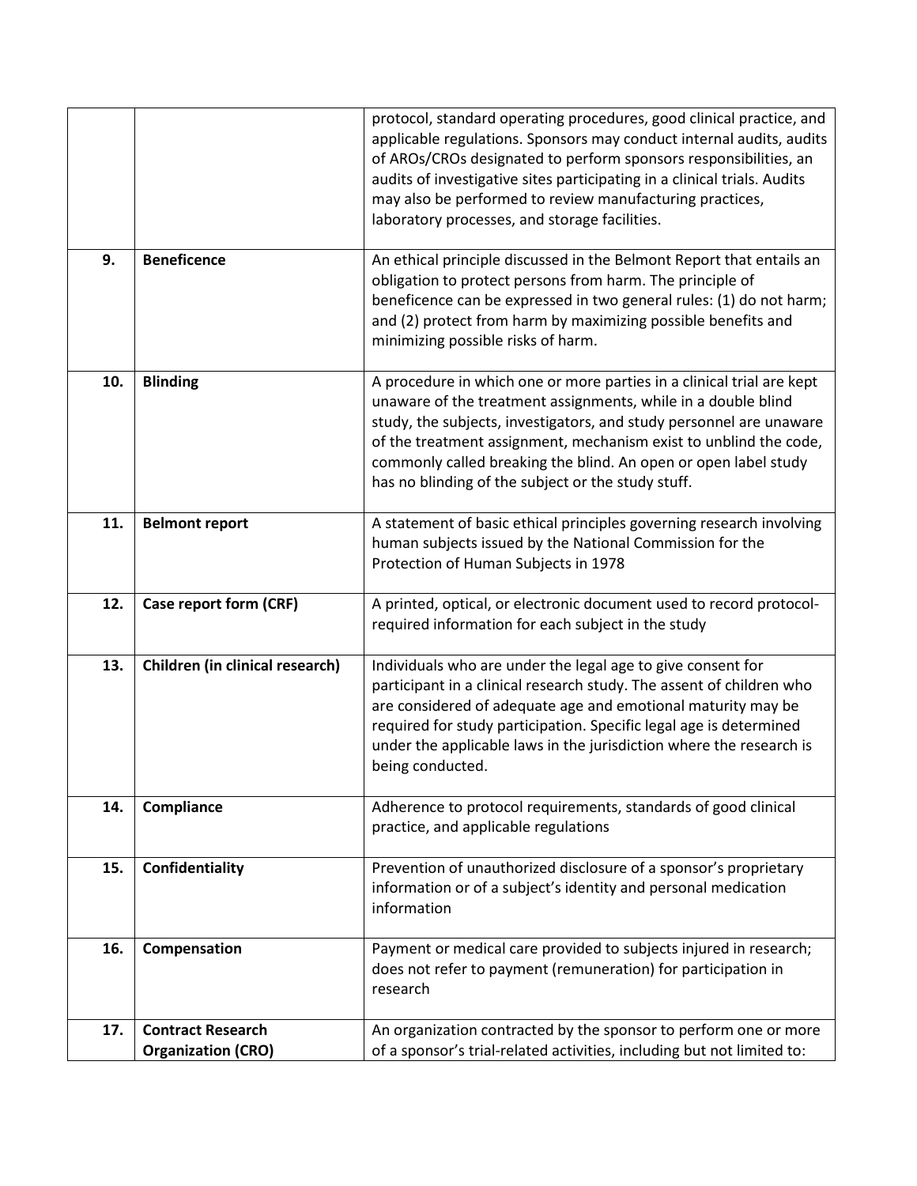| | | |
|---|---|---|
| | | protocol, standard operating procedures, good clinical practice, and applicable regulations. Sponsors may conduct internal audits, audits of AROs/CROs designated to perform sponsors responsibilities, an audits of investigative sites participating in a clinical trials. Audits may also be performed to review manufacturing practices, laboratory processes, and storage facilities. |
| **9.** | **Beneficence** | An ethical principle discussed in the Belmont Report that entails an obligation to protect persons from harm. The principle of beneficence can be expressed in two general rules: (1) do not harm; and (2) protect from harm by maximizing possible benefits and minimizing possible risks of harm. |
| **10.** | **Blinding** | A procedure in which one or more parties in a clinical trial are kept unaware of the treatment assignments, while in a double blind study, the subjects, investigators, and study personnel are unaware of the treatment assignment, mechanism exist to unblind the code, commonly called breaking the blind. An open or open label study has no blinding of the subject or the study stuff. |
| **11.** | **Belmont report** | A statement of basic ethical principles governing research involving human subjects issued by the National Commission for the Protection of Human Subjects in 1978 |
| **12.** | **Case report form (CRF)** | A printed, optical, or electronic document used to record protocol-required information for each subject in the study |
| **13.** | **Children (in clinical research)** | Individuals who are under the legal age to give consent for participant in a clinical research study. The assent of children who are considered of adequate age and emotional maturity may be required for study participation. Specific legal age is determined under the applicable laws in the jurisdiction where the research is being conducted. |
| **14.** | **Compliance** | Adherence to protocol requirements, standards of good clinical practice, and applicable regulations |
| **15.** | **Confidentiality** | Prevention of unauthorized disclosure of a sponsor's proprietary information or of a subject's identity and personal medication information |
| **16.** | **Compensation** | Payment or medical care provided to subjects injured in research; does not refer to payment (remuneration) for participation in research |
| **17.** | **Contract Research Organization (CRO)** | An organization contracted by the sponsor to perform one or more of a sponsor's trial-related activities, including but not limited to: |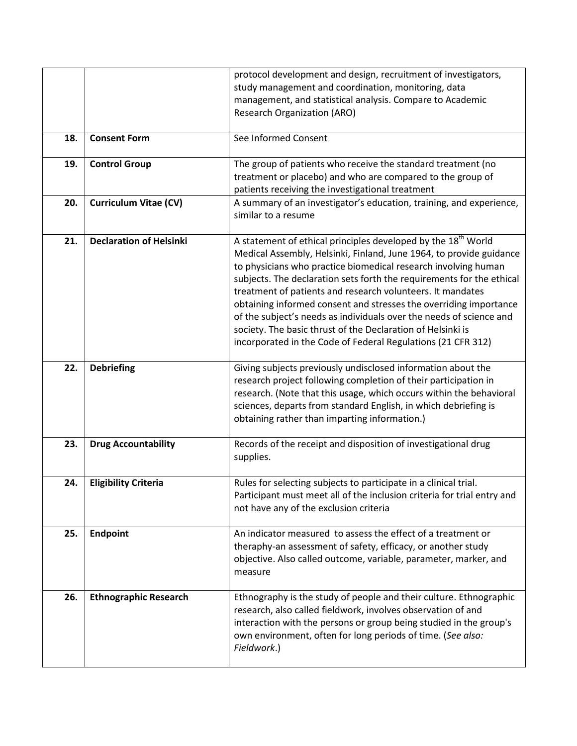| | | |
|---|---|---|
| | | protocol development and design, recruitment of investigators, study management and coordination, monitoring, data management, and statistical analysis. Compare to Academic Research Organization (ARO) |
| 18. | **Consent Form** | See Informed Consent |
| 19. | **Control Group** | The group of patients who receive the standard treatment (no treatment or placebo) and who are compared to the group of patients receiving the investigational treatment |
| 20. | **Curriculum Vitae (CV)** | A summary of an investigator's education, training, and experience, similar to a resume |
| 21. | **Declaration of Helsinki** | A statement of ethical principles developed by the 18th World Medical Assembly, Helsinki, Finland, June 1964, to provide guidance to physicians who practice biomedical research involving human subjects. The declaration sets forth the requirements for the ethical treatment of patients and research volunteers. It mandates obtaining informed consent and stresses the overriding importance of the subject's needs as individuals over the needs of science and society. The basic thrust of the Declaration of Helsinki is incorporated in the Code of Federal Regulations (21 CFR 312) |
| 22. | **Debriefing** | Giving subjects previously undisclosed information about the research project following completion of their participation in research. (Note that this usage, which occurs within the behavioral sciences, departs from standard English, in which debriefing is obtaining rather than imparting information.) |
| 23. | **Drug Accountability** | Records of the receipt and disposition of investigational drug supplies. |
| 24. | **Eligibility Criteria** | Rules for selecting subjects to participate in a clinical trial. Participant must meet all of the inclusion criteria for trial entry and not have any of the exclusion criteria |
| 25. | **Endpoint** | An indicator measured to assess the effect of a treatment or theraphy-an assessment of safety, efficacy, or another study objective. Also called outcome, variable, parameter, marker, and measure |
| 26. | **Ethnographic Research** | Ethnography is the study of people and their culture. Ethnographic research, also called fieldwork, involves observation of and interaction with the persons or group being studied in the group's own environment, often for long periods of time. (*See also: Fieldwork*.) |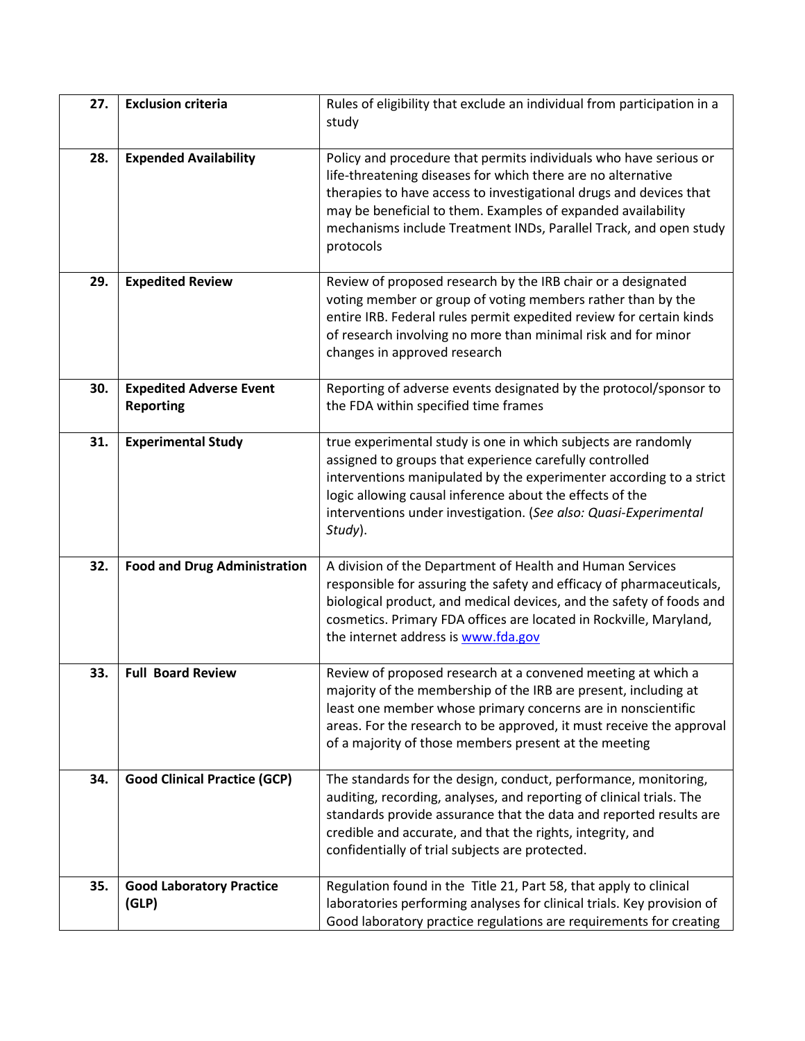| | | |
|---|---|---|
| **27.** | **Exclusion criteria** | Rules of eligibility that exclude an individual from participation in a study |
| **28.** | **Expended Availability** | Policy and procedure that permits individuals who have serious or life-threatening diseases for which there are no alternative therapies to have access to investigational drugs and devices that may be beneficial to them. Examples of expanded availability mechanisms include Treatment INDs, Parallel Track, and open study protocols |
| **29.** | **Expedited Review** | Review of proposed research by the IRB chair or a designated voting member or group of voting members rather than by the entire IRB. Federal rules permit expedited review for certain kinds of research involving no more than minimal risk and for minor changes in approved research |
| **30.** | **Expedited Adverse Event Reporting** | Reporting of adverse events designated by the protocol/sponsor to the FDA within specified time frames |
| **31.** | **Experimental Study** | true experimental study is one in which subjects are randomly assigned to groups that experience carefully controlled interventions manipulated by the experimenter according to a strict logic allowing causal inference about the effects of the interventions under investigation. (*See also: Quasi-Experimental Study*). |
| **32.** | **Food and Drug Administration** | A division of the Department of Health and Human Services responsible for assuring the safety and efficacy of pharmaceuticals, biological product, and medical devices, and the safety of foods and cosmetics. Primary FDA offices are located in Rockville, Maryland, the internet address is [www.fda.gov](http://www.fda.gov) |
| **33.** | **Full Board Review** | Review of proposed research at a convened meeting at which a majority of the membership of the IRB are present, including at least one member whose primary concerns are in nonscientific areas. For the research to be approved, it must receive the approval of a majority of those members present at the meeting |
| **34.** | **Good Clinical Practice (GCP)** | The standards for the design, conduct, performance, monitoring, auditing, recording, analyses, and reporting of clinical trials. The standards provide assurance that the data and reported results are credible and accurate, and that the rights, integrity, and confidentially of trial subjects are protected. |
| **35.** | **Good Laboratory Practice (GLP)** | Regulation found in the Title 21, Part 58, that apply to clinical laboratories performing analyses for clinical trials. Key provision of Good laboratory practice regulations are requirements for creating |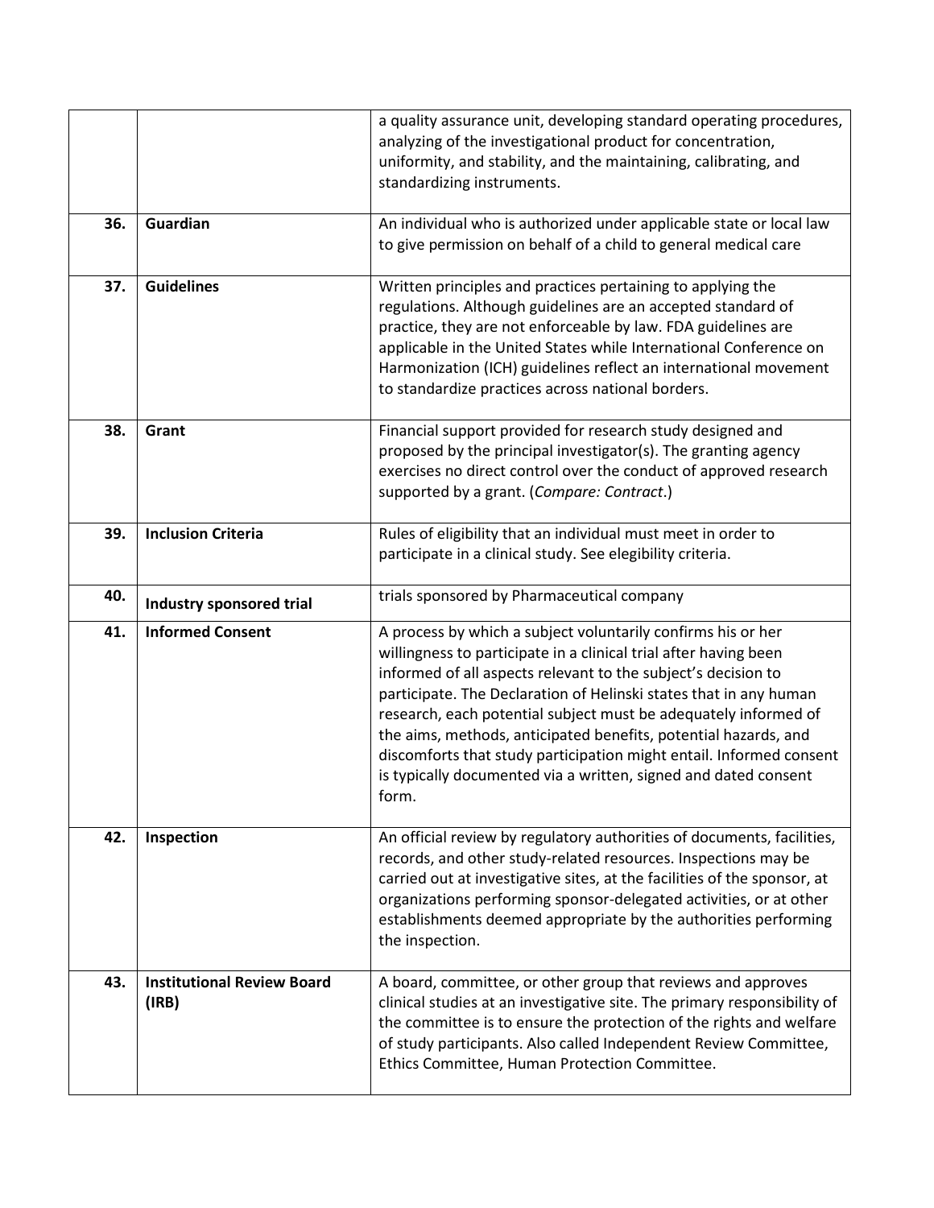| | | |
|---|---|---|
| | | a quality assurance unit, developing standard operating procedures, analyzing of the investigational product for concentration, uniformity, and stability, and the maintaining, calibrating, and standardizing instruments. |
| **36.** | **Guardian** | An individual who is authorized under applicable state or local law to give permission on behalf of a child to general medical care |
| **37.** | **Guidelines** | Written principles and practices pertaining to applying the regulations. Although guidelines are an accepted standard of practice, they are not enforceable by law. FDA guidelines are applicable in the United States while International Conference on Harmonization (ICH) guidelines reflect an international movement to standardize practices across national borders. |
| **38.** | **Grant** | Financial support provided for research study designed and proposed by the principal investigator(s). The granting agency exercises no direct control over the conduct of approved research supported by a grant. (*Compare: Contract*.) |
| **39.** | **Inclusion Criteria** | Rules of eligibility that an individual must meet in order to participate in a clinical study. See elegibility criteria. |
| **40.** | **Industry sponsored trial** | trials sponsored by Pharmaceutical company |
| **41.** | **Informed Consent** | A process by which a subject voluntarily confirms his or her willingness to participate in a clinical trial after having been informed of all aspects relevant to the subject's decision to participate. The Declaration of Helinski states that in any human research, each potential subject must be adequately informed of the aims, methods, anticipated benefits, potential hazards, and discomforts that study participation might entail. Informed consent is typically documented via a written, signed and dated consent form. |
| **42.** | **Inspection** | An official review by regulatory authorities of documents, facilities, records, and other study-related resources. Inspections may be carried out at investigative sites, at the facilities of the sponsor, at organizations performing sponsor-delegated activities, or at other establishments deemed appropriate by the authorities performing the inspection. |
| **43.** | **Institutional Review Board (IRB)** | A board, committee, or other group that reviews and approves clinical studies at an investigative site. The primary responsibility of the committee is to ensure the protection of the rights and welfare of study participants. Also called Independent Review Committee, Ethics Committee, Human Protection Committee. |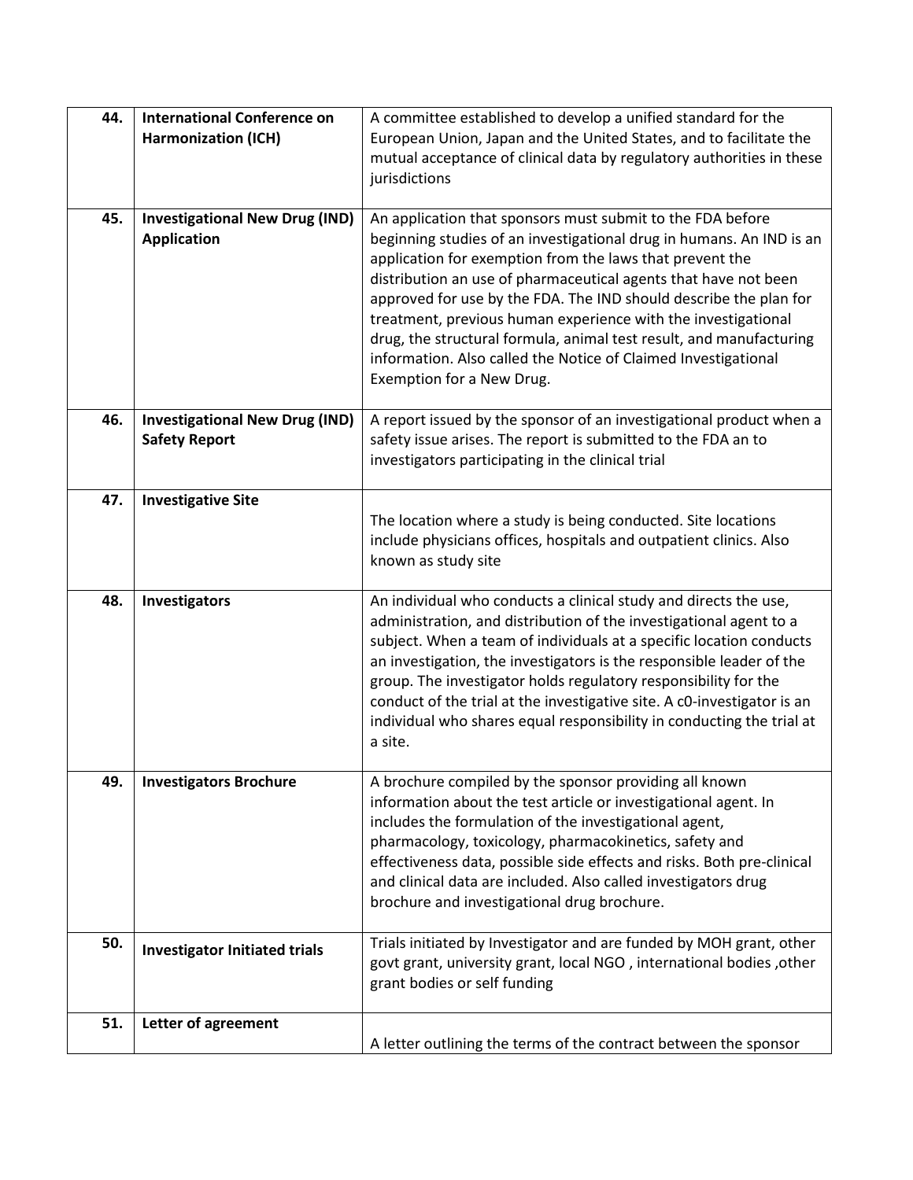| 44. | **International Conference on Harmonization (ICH)** | A committee established to develop a unified standard for the European Union, Japan and the United States, and to facilitate the mutual acceptance of clinical data by regulatory authorities in these jurisdictions |
|---|---|---|
| 45. | **Investigational New Drug (IND) Application** | An application that sponsors must submit to the FDA before beginning studies of an investigational drug in humans. An IND is an application for exemption from the laws that prevent the distribution an use of pharmaceutical agents that have not been approved for use by the FDA. The IND should describe the plan for treatment, previous human experience with the investigational drug, the structural formula, animal test result, and manufacturing information. Also called the Notice of Claimed Investigational Exemption for a New Drug. |
| 46. | **Investigational New Drug (IND) Safety Report** | A report issued by the sponsor of an investigational product when a safety issue arises. The report is submitted to the FDA an to investigators participating in the clinical trial |
| 47. | **Investigative Site** | The location where a study is being conducted. Site locations include physicians offices, hospitals and outpatient clinics. Also known as study site |
| 48. | **Investigators** | An individual who conducts a clinical study and directs the use, administration, and distribution of the investigational agent to a subject. When a team of individuals at a specific location conducts an investigation, the investigators is the responsible leader of the group. The investigator holds regulatory responsibility for the conduct of the trial at the investigative site. A c0-investigator is an individual who shares equal responsibility in conducting the trial at a site. |
| 49. | **Investigators Brochure** | A brochure compiled by the sponsor providing all known information about the test article or investigational agent. In includes the formulation of the investigational agent, pharmacology, toxicology, pharmacokinetics, safety and effectiveness data, possible side effects and risks. Both pre-clinical and clinical data are included. Also called investigators drug brochure and investigational drug brochure. |
| 50. | **Investigator Initiated trials** | Trials initiated by Investigator and are funded by MOH grant, other govt grant, university grant, local NGO , international bodies ,other grant bodies or self funding |
| 51. | **Letter of agreement** | A letter outlining the terms of the contract between the sponsor |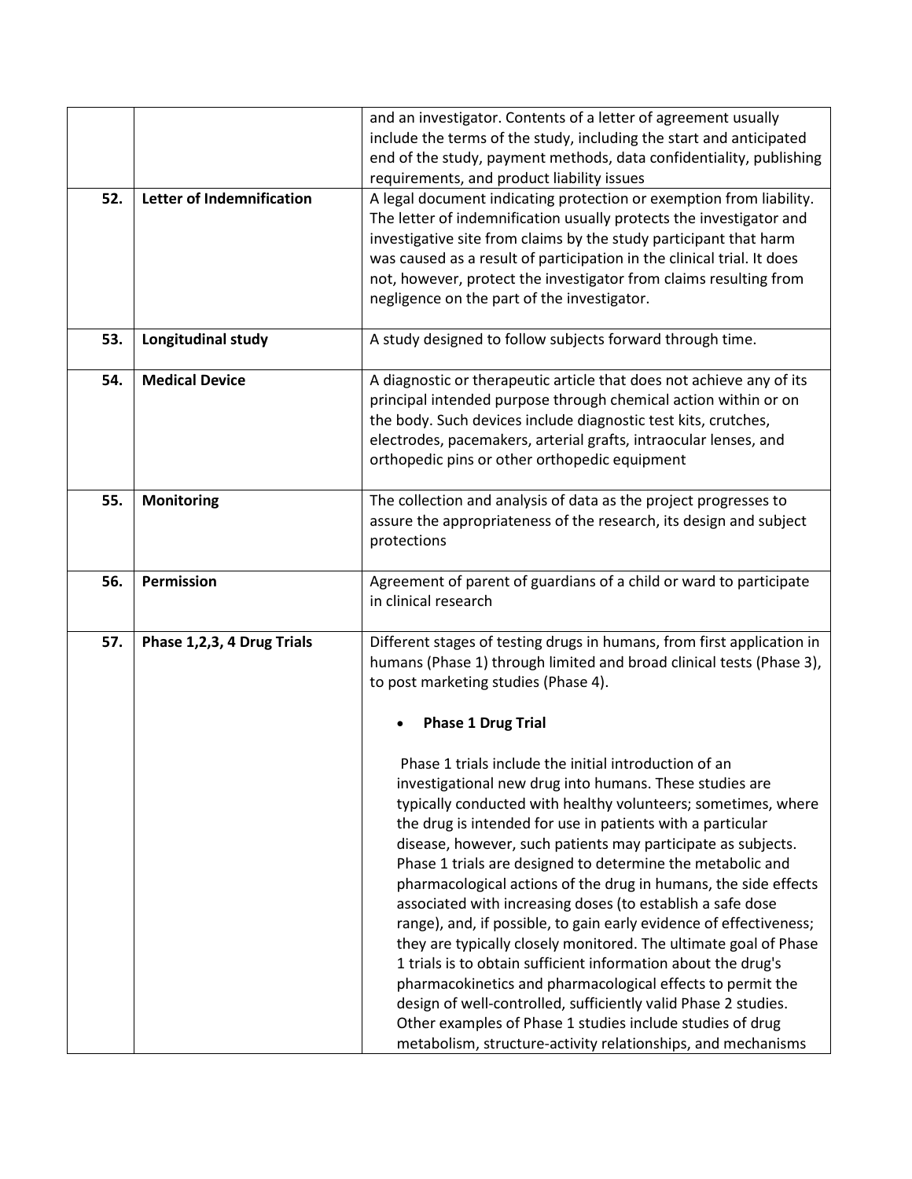| | | |
|---|---|---|
| | | and an investigator. Contents of a letter of agreement usually include the terms of the study, including the start and anticipated end of the study, payment methods, data confidentiality, publishing requirements, and product liability issues |
| 52. | **Letter of Indemnification** | A legal document indicating protection or exemption from liability. The letter of indemnification usually protects the investigator and investigative site from claims by the study participant that harm was caused as a result of participation in the clinical trial. It does not, however, protect the investigator from claims resulting from negligence on the part of the investigator. |
| 53. | **Longitudinal study** | A study designed to follow subjects forward through time. |
| 54. | **Medical Device** | A diagnostic or therapeutic article that does not achieve any of its principal intended purpose through chemical action within or on the body. Such devices include diagnostic test kits, crutches, electrodes, pacemakers, arterial grafts, intraocular lenses, and orthopedic pins or other orthopedic equipment |
| 55. | **Monitoring** | The collection and analysis of data as the project progresses to assure the appropriateness of the research, its design and subject protections |
| 56. | **Permission** | Agreement of parent of guardians of a child or ward to participate in clinical research |
| 57. | **Phase 1,2,3, 4 Drug Trials** | Different stages of testing drugs in humans, from first application in humans (Phase 1) through limited and broad clinical tests (Phase 3), to post marketing studies (Phase 4).<br><br>• **Phase 1 Drug Trial**<br><br>Phase 1 trials include the initial introduction of an investigational new drug into humans. These studies are typically conducted with healthy volunteers; sometimes, where the drug is intended for use in patients with a particular disease, however, such patients may participate as subjects. Phase 1 trials are designed to determine the metabolic and pharmacological actions of the drug in humans, the side effects associated with increasing doses (to establish a safe dose range), and, if possible, to gain early evidence of effectiveness; they are typically closely monitored. The ultimate goal of Phase 1 trials is to obtain sufficient information about the drug's pharmacokinetics and pharmacological effects to permit the design of well-controlled, sufficiently valid Phase 2 studies. Other examples of Phase 1 studies include studies of drug metabolism, structure-activity relationships, and mechanisms |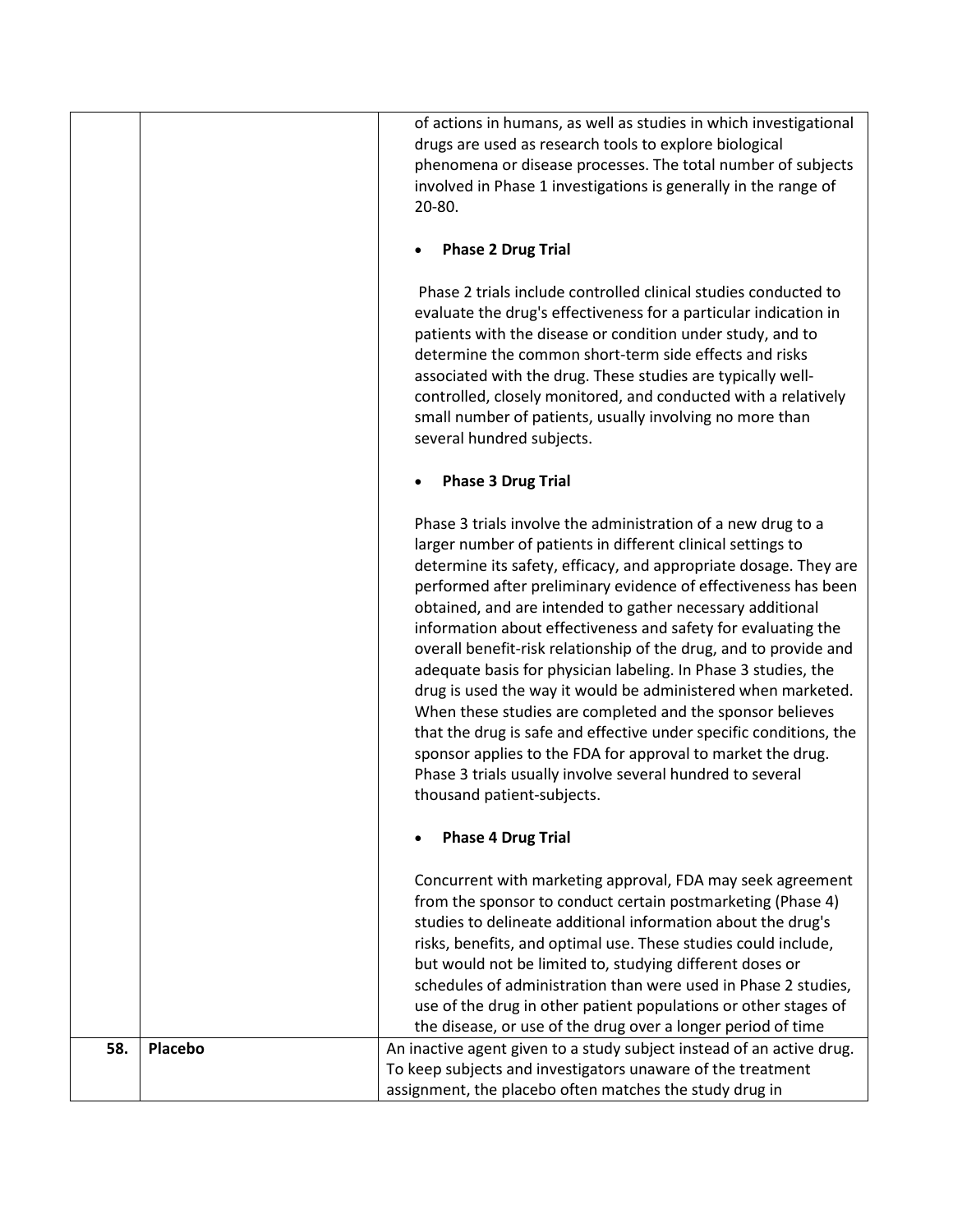| | | |
|---|---|---|
| | | of actions in humans, as well as studies in which investigational drugs are used as research tools to explore biological phenomena or disease processes. The total number of subjects involved in Phase 1 investigations is generally in the range of 20-80.<br><br>• **Phase 2 Drug Trial**<br><br>Phase 2 trials include controlled clinical studies conducted to evaluate the drug's effectiveness for a particular indication in patients with the disease or condition under study, and to determine the common short-term side effects and risks associated with the drug. These studies are typically well-controlled, closely monitored, and conducted with a relatively small number of patients, usually involving no more than several hundred subjects.<br><br>• **Phase 3 Drug Trial**<br><br>Phase 3 trials involve the administration of a new drug to a larger number of patients in different clinical settings to determine its safety, efficacy, and appropriate dosage. They are performed after preliminary evidence of effectiveness has been obtained, and are intended to gather necessary additional information about effectiveness and safety for evaluating the overall benefit-risk relationship of the drug, and to provide and adequate basis for physician labeling. In Phase 3 studies, the drug is used the way it would be administered when marketed. When these studies are completed and the sponsor believes that the drug is safe and effective under specific conditions, the sponsor applies to the FDA for approval to market the drug. Phase 3 trials usually involve several hundred to several thousand patient-subjects.<br><br>• **Phase 4 Drug Trial**<br><br>Concurrent with marketing approval, FDA may seek agreement from the sponsor to conduct certain postmarketing (Phase 4) studies to delineate additional information about the drug's risks, benefits, and optimal use. These studies could include, but would not be limited to, studying different doses or schedules of administration than were used in Phase 2 studies, use of the drug in other patient populations or other stages of the disease, or use of the drug over a longer period of time |
| **58.** | **Placebo** | An inactive agent given to a study subject instead of an active drug. To keep subjects and investigators unaware of the treatment assignment, the placebo often matches the study drug in |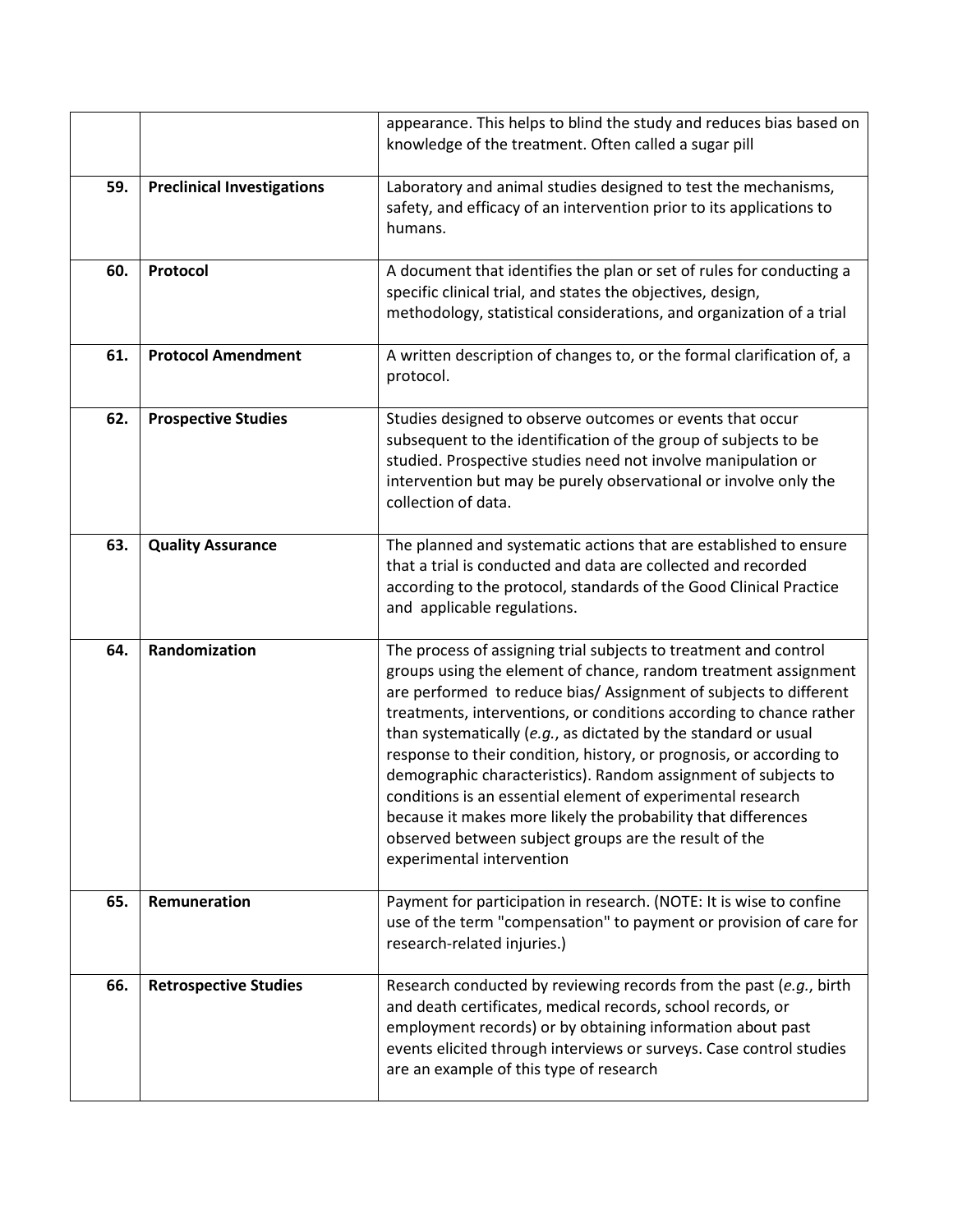| | | |
|---|---|---|
| | | appearance. This helps to blind the study and reduces bias based on knowledge of the treatment. Often called a sugar pill |
| **59.** | **Preclinical Investigations** | Laboratory and animal studies designed to test the mechanisms, safety, and efficacy of an intervention prior to its applications to humans. |
| **60.** | **Protocol** | A document that identifies the plan or set of rules for conducting a specific clinical trial, and states the objectives, design, methodology, statistical considerations, and organization of a trial |
| **61.** | **Protocol Amendment** | A written description of changes to, or the formal clarification of, a protocol. |
| **62.** | **Prospective Studies** | Studies designed to observe outcomes or events that occur subsequent to the identification of the group of subjects to be studied. Prospective studies need not involve manipulation or intervention but may be purely observational or involve only the collection of data. |
| **63.** | **Quality Assurance** | The planned and systematic actions that are established to ensure that a trial is conducted and data are collected and recorded according to the protocol, standards of the Good Clinical Practice and applicable regulations. |
| **64.** | **Randomization** | The process of assigning trial subjects to treatment and control groups using the element of chance, random treatment assignment are performed to reduce bias/ Assignment of subjects to different treatments, interventions, or conditions according to chance rather than systematically (*e.g.*, as dictated by the standard or usual response to their condition, history, or prognosis, or according to demographic characteristics). Random assignment of subjects to conditions is an essential element of experimental research because it makes more likely the probability that differences observed between subject groups are the result of the experimental intervention |
| **65.** | **Remuneration** | Payment for participation in research. (NOTE: It is wise to confine use of the term "compensation" to payment or provision of care for research-related injuries.) |
| **66.** | **Retrospective Studies** | Research conducted by reviewing records from the past (*e.g.*, birth and death certificates, medical records, school records, or employment records) or by obtaining information about past events elicited through interviews or surveys. Case control studies are an example of this type of research |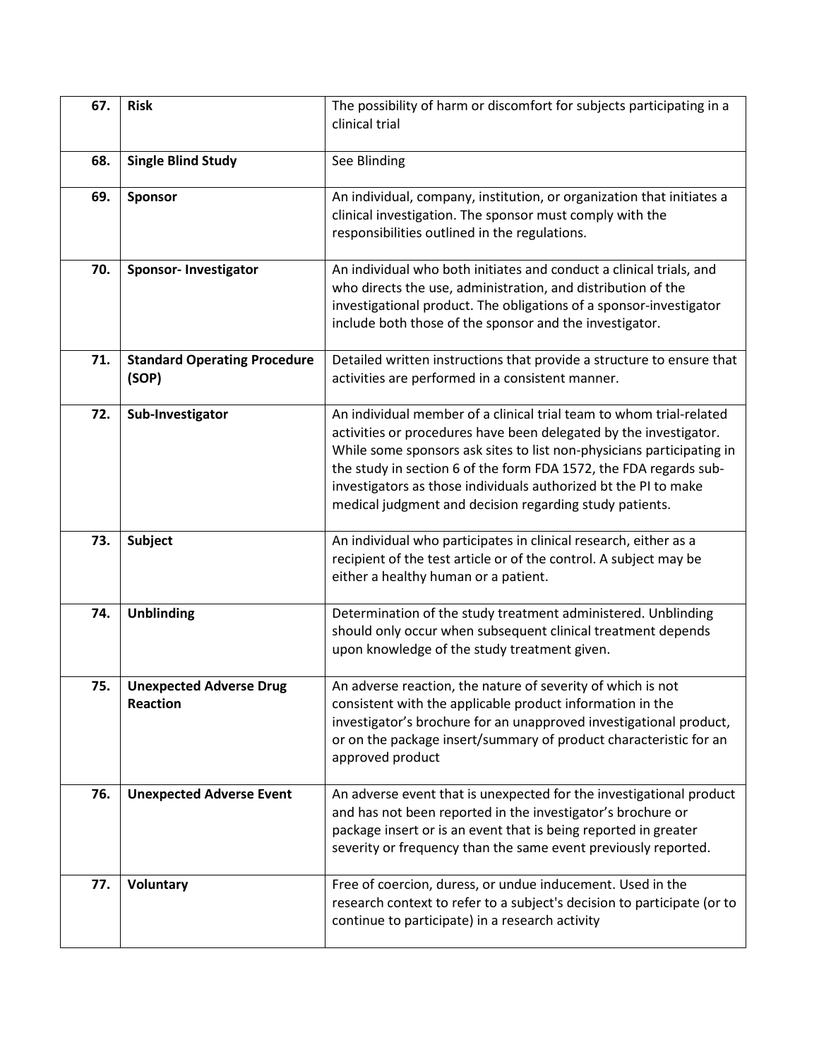| 67. | **Risk** | The possibility of harm or discomfort for subjects participating in a clinical trial |
|---|---|---|
| 68. | **Single Blind Study** | See Blinding |
| 69. | **Sponsor** | An individual, company, institution, or organization that initiates a clinical investigation. The sponsor must comply with the responsibilities outlined in the regulations. |
| 70. | **Sponsor- Investigator** | An individual who both initiates and conduct a clinical trials, and who directs the use, administration, and distribution of the investigational product. The obligations of a sponsor-investigator include both those of the sponsor and the investigator. |
| 71. | **Standard Operating Procedure (SOP)** | Detailed written instructions that provide a structure to ensure that activities are performed in a consistent manner. |
| 72. | **Sub-Investigator** | An individual member of a clinical trial team to whom trial-related activities or procedures have been delegated by the investigator. While some sponsors ask sites to list non-physicians participating in the study in section 6 of the form FDA 1572, the FDA regards sub-investigators as those individuals authorized bt the PI to make medical judgment and decision regarding study patients. |
| 73. | **Subject** | An individual who participates in clinical research, either as a recipient of the test article or of the control. A subject may be either a healthy human or a patient. |
| 74. | **Unblinding** | Determination of the study treatment administered. Unblinding should only occur when subsequent clinical treatment depends upon knowledge of the study treatment given. |
| 75. | **Unexpected Adverse Drug Reaction** | An adverse reaction, the nature of severity of which is not consistent with the applicable product information in the investigator's brochure for an unapproved investigational product, or on the package insert/summary of product characteristic for an approved product |
| 76. | **Unexpected Adverse Event** | An adverse event that is unexpected for the investigational product and has not been reported in the investigator's brochure or package insert or is an event that is being reported in greater severity or frequency than the same event previously reported. |
| 77. | **Voluntary** | Free of coercion, duress, or undue inducement. Used in the research context to refer to a subject's decision to participate (or to continue to participate) in a research activity |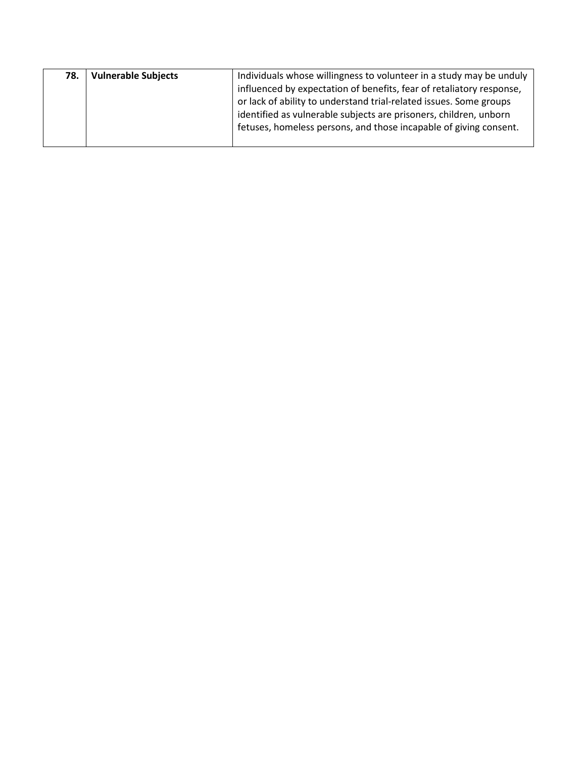| | | |
|---|---|---|
| **78.** | **Vulnerable Subjects** | Individuals whose willingness to volunteer in a study may be unduly influenced by expectation of benefits, fear of retaliatory response, or lack of ability to understand trial-related issues. Some groups identified as vulnerable subjects are prisoners, children, unborn fetuses, homeless persons, and those incapable of giving consent. |